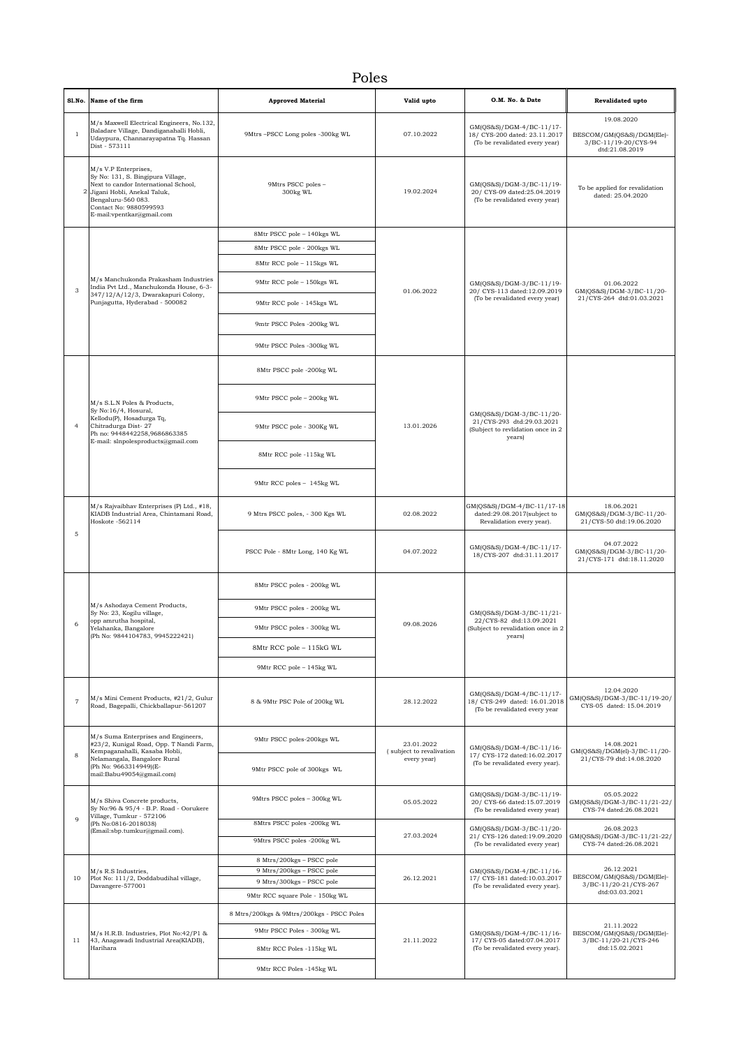# Poles

| Sl.No. | Name of the firm | Approved Material | Valid upto | O.M. No. & Date | Revalidated upto |
|---|---|---|---|---|---|
| 1 | M/s Maxwell Electrical Engineers, No.132, Baladare Village, Dandiganahalli Hobli, Udaypura, Channarayapatna Tq. Hassan Dist - 573111 | 9Mtrs –PSCC Long poles -300kg WL | 07.10.2022 | GM(QS&S)/DGM-4/BC-11/17-18/ CYS-200 dated: 23.11.2017 (To be revalidated every year) | 19.08.2020 BESCOM/GM(QS&S)/DGM(Ele)-3/BC-11/19-20/CYS-94 dtd:21.08.2019 |
| 2 | M/s V.P Enterprises, Sy No: 131, S. Bingipura Village, Next to candor International School, Jigani Hobli, Anekal Taluk, Bengaluru-560 083. Contact No: 9880599593 E-mail:vpentkar@gmail.com | 9Mtrs PSCC poles – 300kg WL | 19.02.2024 | GM(QS&S)/DGM-3/BC-11/19-20/ CYS-09 dated:25.04.2019 (To be revalidated every year) | To be applied for revalidation dated: 25.04.2020 |
| 3 | M/s Manchukonda Prakasham Industries India Pvt Ltd., Manchukonda House, 6-3-347/12/A/12/3, Dwarakapuri Colony, Punjagutta, Hyderabad - 500082 | 8Mtr PSCC pole – 140kgs WL | 01.06.2022 | GM(QS&S)/DGM-3/BC-11/19-20/ CYS-113 dated:12.09.2019 (To be revalidated every year) | 01.06.2022 GM(QS&S)/DGM-3/BC-11/20-21/CYS-264 dtd:01.03.2021 |
| | | 8Mtr PSCC pole - 200kgs WL | | | |
| | | 8Mtr RCC pole – 115kgs WL | | | |
| | | 9Mtr RCC pole – 150kgs WL | | | |
| | | 9Mtr RCC pole - 145kgs WL | | | |
| | | 9mtr PSCC Poles -200kg WL | | | |
| | | 9Mtr PSCC Poles -300kg WL | | | |
| 4 | M/s S.L.N Poles & Products, Sy No:16/4, Hosural, Kellodu(P), Hosadurga Tq, Chitradurga Dist- 27 Ph no: 9448442258,9686863385 E-mail: slnpolesproducts@gmail.com | 8Mtr PSCC pole -200kg WL | 13.01.2026 | GM(QS&S)/DGM-3/BC-11/20-21/CYS-293 dtd:29.03.2021 (Subject to revlidation once in 2 years) | |
| | | 9Mtr PSCC pole – 200kg WL | | | |
| | | 9Mtr PSCC pole - 300Kg WL | | | |
| | | 8Mtr RCC pole -115kg WL | | | |
| | | 9Mtr RCC poles – 145kg WL | | | |
| 5 | M/s Rajvaibhav Enterprises (P) Ltd., #18, KIADB Industrial Area, Chintamani Road, Hoskote -562114 | 9 Mtrs PSCC poles, - 300 Kgs WL | 02.08.2022 | GM(QS&S)/DGM-4/BC-11/17-18 dated:29.08.2017(subject to Revalidation every year). | 18.06.2021 GM(QS&S)/DGM-3/BC-11/20-21/CYS-50 dtd:19.06.2020 |
| | | PSCC Pole - 8Mtr Long, 140 Kg WL | 04.07.2022 | GM(QS&S)/DGM-4/BC-11/17-18/CYS-207 dtd:31.11.2017 | 04.07.2022 GM(QS&S)/DGM-3/BC-11/20-21/CYS-171 dtd:18.11.2020 |
| 6 | M/s Ashodaya Cement Products, Sy No: 23, Kogilu village, opp amrutha hospital, Yelahanka, Bangalore (Ph No: 9844104783, 9945222421) | 8Mtr PSCC poles - 200kg WL | 09.08.2026 | GM(QS&S)/DGM-3/BC-11/21-22/CYS-82 dtd:13.09.2021 (Subject to revalidation once in 2 years) | |
| | | 9Mtr PSCC poles - 200kg WL | | | |
| | | 9Mtr PSCC poles - 300kg WL | | | |
| | | 8Mtr RCC pole – 115kG WL | | | |
| | | 9Mtr RCC pole – 145kg WL | | | |
| 7 | M/s Mini Cement Products, #21/2, Gulur Road, Bagepalli, Chickballapur-561207 | 8 & 9Mtr PSC Pole of 200kg WL | 28.12.2022 | GM(QS&S)/DGM-4/BC-11/17-18/ CYS-249 dated: 16.01.2018 (To be revalidated every year | 12.04.2020 GM(QS&S)/DGM-3/BC-11/19-20/ CYS-05 dated: 15.04.2019 |
| 8 | M/s Suma Enterprises and Engineers, #23/2, Kunigal Road, Opp. T Nandi Farm, Kempaganahalli, Kasaba Hobli, Nelamangala, Bangalore Rural (Ph No: 9663314949)(E-mail:Babu49054@gmail.com) | 9Mtr PSCC poles-200kgs WL | 23.01.2022 ( subject to revalivation every year) | GM(QS&S)/DGM-4/BC-11/16-17/ CYS-172 dated:16.02.2017 (To be revalidated every year). | 14.08.2021 GM(QS&S)/DGM(el)-3/BC-11/20-21/CYS-79 dtd:14.08.2020 |
| | | 9Mtr PSCC pole of 300kgs WL | | | |
| 9 | M/s Shiva Concrete products, Sy No:96 & 95/4 - B.P. Road - Oorukere Village, Tumkur - 572106 (Ph No:0816-2018038) (Email:sbp.tumkur@gmail.com). | 9Mtrs PSCC poles – 300kg WL | 05.05.2022 | GM(QS&S)/DGM-3/BC-11/19-20/ CYS-66 dated:15.07.2019 (To be revalidated every year) | 05.05.2022 GM(QS&S)/DGM-3/BC-11/21-22/ CYS-74 dated:26.08.2021 |
| | | 8Mtrs PSCC poles -200kg WL | 27.03.2024 | GM(QS&S)/DGM-3/BC-11/20-21/ CYS-126 dated:19.09.2020 (To be revalidated every year) | 26.08.2023 GM(QS&S)/DGM-3/BC-11/21-22/ CYS-74 dated:26.08.2021 |
| | | 9Mtrs PSCC poles -200kg WL | | | |
| 10 | M/s R.S Industries, Plot No: 111/2, Doddabudihal village, Davangere-577001 | 8 Mtrs/200kgs – PSCC pole | 26.12.2021 | GM(QS&S)/DGM-4/BC-11/16-17/ CYS-181 dated:10.03.2017 (To be revalidated every year). | 26.12.2021 BESCOM/GM(QS&S)/DGM(Ele)-3/BC-11/20-21/CYS-267 dtd:03.03.2021 |
| | | 9 Mtrs/200kgs – PSCC pole | | | |
| | | 9 Mtrs/300kgs – PSCC pole | | | |
| | | 9Mtr RCC square Pole - 150kg WL | | | |
| 11 | M/s H.R.B. Industries, Plot No:42/P1 & 43, Anagawadi Industrial Area(KIADB), Harihara | 8 Mtrs/200kgs & 9Mtrs/200kgs - PSCC Poles | 21.11.2022 | GM(QS&S)/DGM-4/BC-11/16-17/ CYS-05 dated:07.04.2017 (To be revalidated every year). | 21.11.2022 BESCOM/GM(QS&S)/DGM(Ele)-3/BC-11/20-21/CYS-246 dtd:15.02.2021 |
| | | 9Mtr PSCC Poles - 300kg WL | | | |
| | | 8Mtr RCC Poles -115kg WL | | | |
| | | 9Mtr RCC Poles -145kg WL | | | |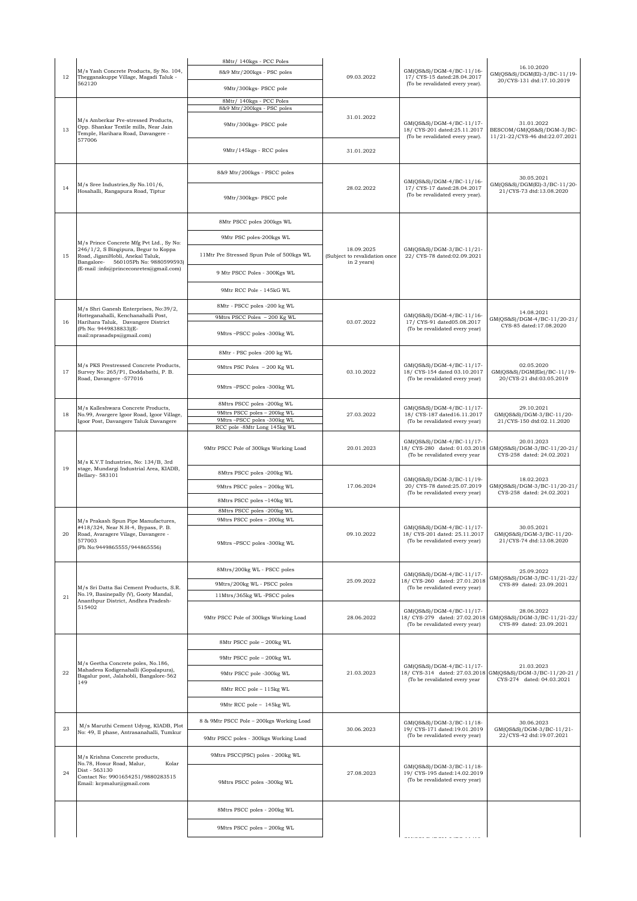| 12 | M/s Yash Concrete Products, Sy No. 104, Thegganakuppe Village, Magadi Taluk - 562120 | 8Mtr/ 140kgs - PCC Poles<br>8&9 Mtr/200kgs - PSC poles<br>9Mtr/300kgs- PSCC pole | 09.03.2022 | GM(QS&S)/DGM-4/BC-11/16-17/ CYS-15 dated:28.04.2017 (To be revalidated every year). | 16.10.2020 GM(QS&S)/DGM(El)-3/BC-11/19-20/CYS-131 dtd:17.10.2019 |
|---|---|---|---|---|---|
| 13 | M/s Amberkar Pre-stressed Products, Opp. Shankar Textile mills, Near Jain Temple, Harihara Road, Davangere - 577006 | 8Mtr/ 140kgs - PCC Poles<br>8&9 Mtr/200kgs - PSC poles<br>9Mtr/300kgs- PSCC pole | 31.01.2022 | GM(QS&S)/DGM-4/BC-11/17-18/ CYS-201 dated:25.11.2017 (To be revalidated every year). | 31.01.2022 BESCOM/GM(QS&S)/DGM-3/BC-11/21-22/CYS-46 dtd:22.07.2021 |
| | | 9Mtr/145kgs - RCC poles | 31.01.2022 | | |
| 14 | M/s Sree Industries,Sy No.101/6, Hosahalli, Rangapura Road, Tiptur | 8&9 Mtr/200kgs - PSCC poles<br>9Mtr/300kgs- PSCC pole | 28.02.2022 | GM(QS&S)/DGM-4/BC-11/16-17/ CYS-17 dated:28.04.2017 (To be revalidated every year). | 30.05.2021 GM(QS&S)/DGM(El)-3/BC-11/20-21/CYS-73 dtd:13.08.2020 |
| 15 | M/s Prince Concrete Mfg Pvt Ltd., Sy No: 246/1/2, S Bingipura, Begur to Koppa Road, JiganiHobli, Anekal Taluk, Bangalore- 560105Ph No: 9880599593) (E-mail :info@princeconretes@gmail.com) | 8Mtr PSCC poles 200kgs WL<br>9Mtr PSC poles-200kgs WL<br>11Mtr Pre Stressed Spun Pole of 500kgs WL<br>9 Mtr PSCC Poles - 300Kgs WL<br>9Mtr RCC Pole - 145kG WL | 18.09.2025 (Subject to revalidation once in 2 years) | GM(QS&S)/DGM-3/BC-11/21-22/ CYS-78 dated:02.09.2021 | |
| 16 | M/s Shri Ganesh Enterprises, No:39/2, Hotteganahalli, Kenchanahalli Post, Harihara Taluk, Davangere District (Ph No: 9449838833)(E-mail:nprasadsps@gmail.com) | 8Mtr - PSCC poles -200 kg WL<br>9Mtrs PSCC Poles – 200 Kg WL<br>9Mtrs –PSCC poles -300kg WL | 03.07.2022 | GM(QS&S)/DGM-4/BC-11/16-17/ CYS-91 dated05.08.2017 (To be revalidated every year) | 14.08.2021 GM(QS&S)/DGM-4/BC-11/20-21/ CYS-85 dated:17.08.2020 |
| 17 | M/s PKS Prestressed Concrete Products, Survey No: 265/P1, Doddabathi, P. B. Road, Davangere -577016 | 8Mtr - PSC poles -200 kg WL<br>9Mtrs PSC Poles – 200 Kg WL<br>9Mtrs –PSCC poles -300kg WL | 03.10.2022 | GM(QS&S)/DGM-4/BC-11/17-18/ CYS-154 dated 03.10.2017 (To be revalidated every year) | 02.05.2020 GM(QS&S)/DGM(Ele)/BC-11/19-20/CYS-21 dtd:03.05.2019 |
| 18 | M/s Kalleshwara Concrete Products, No.99, Avargere Igoor Road, Igoor Village, Igoor Post, Davangere Taluk Davangere | 8Mtrs PSCC poles -200kg WL<br>9Mtrs PSCC poles – 200kg WL<br>9Mtrs –PSCC poles -300kg WL<br>RCC pole -8Mtr Long 145kg WL | 27.03.2022 | GM(QS&S)/DGM-4/BC-11/17-18/ CYS-187 dated16.11.2017 (To be revalidated every year) | 29.10.2021 GM(QS&S)/DGM-3/BC-11/20-21/CYS-150 dtd:02.11.2020 |
| 19 | M/s K.V.T Industries, No: 134/B, 3rd stage, Mundargi Industrial Area, KIADB, Bellary- 583101 | 9Mtr PSCC Pole of 300kgs Working Load | 20.01.2023 | GM(QS&S)/DGM-4/BC-11/17-18/ CYS-280 dated: 01.03.2018 (To be revalidated every year | 20.01.2023 GM(QS&S)/DGM-3/BC-11/20-21/ CYS-258 dated: 24.02.2021 |
| | | 8Mtrs PSCC poles -200kg WL<br>9Mtrs PSCC poles – 200kg WL<br>8Mtrs PSCC poles –140kg WL | 17.06.2024 | GM(QS&S)/DGM-3/BC-11/19-20/ CYS-78 dated:25.07.2019 (To be revalidated every year) | 18.02.2023 GM(QS&S)/DGM-3/BC-11/20-21/ CYS-258 dated: 24.02.2021 |
| 20 | M/s Prakash Spun Pipe Manufactures, #418/324, Near N.H-4, Bypass, P. B. Road, Avaragere Vilage, Davangere - 577003 (Ph No:9449865555/944865556) | 8Mtrs PSCC poles -200kg WL<br>9Mtrs PSCC poles – 200kg WL<br>9Mtrs –PSCC poles -300kg WL | 09.10.2022 | GM(QS&S)/DGM-4/BC-11/17-18/ CYS-201 dated: 25.11.2017 (To be revalidated every year) | 30.05.2021 GM(QS&S)/DGM-3/BC-11/20-21/CYS-74 dtd:13.08.2020 |
| 21 | M/s Sri Datta Sai Cement Products, S.R. No.19, Basinepally (V), Gooty Mandal, Ananthpur District, Andhra Pradesh-515402 | 8Mtrs/200kg WL - PSCC poles<br>9Mtrs/200kg WL - PSCC poles<br>11Mtrs/365kg WL -PSCC poles | 25.09.2022 | GM(QS&S)/DGM-4/BC-11/17-18/ CYS-260 dated: 27.01.2018 (To be revalidated every year) | 25.09.2022 GM(QS&S)/DGM-3/BC-11/21-22/ CYS-89 dated: 23.09.2021 |
| | | 9Mtr PSCC Pole of 300kgs Working Load | 28.06.2022 | GM(QS&S)/DGM-4/BC-11/17-18/ CYS-279 dated: 27.02.2018 (To be revalidated every year) | 28.06.2022 GM(QS&S)/DGM-3/BC-11/21-22/ CYS-89 dated: 23.09.2021 |
| 22 | M/s Geetha Concrete poles, No.186, Mahadeva Kodigenahalli (Gopalapura), Bagalur post, Jalahobli, Bangalore-562 149 | 8Mtr PSCC pole – 200kg WL<br>9Mtr PSCC pole – 200kg WL<br>9Mtr PSCC pole -300kg WL<br>8Mtr RCC pole – 115kg WL<br>9Mtr RCC pole – 145kg WL | 21.03.2023 | GM(QS&S)/DGM-4/BC-11/17-18/ CYS-314 dated: 27.03.2018 (To be revalidated every year | 21.03.2023 GM(QS&S)/DGM-3/BC-11/20-21 / CYS-274 dated: 04.03.2021 |
| 23 | M/s Maruthi Cement Udyog, KIADB, Plot No: 49, II phase, Antrasanahalli, Tumkur | 8 & 9Mtr PSCC Pole – 200kgs Working Load<br>9Mtr PSCC poles - 300kgs Working Load | 30.06.2023 | GM(QS&S)/DGM-3/BC-11/18-19/ CYS-171 dated:19.01.2019 (To be revalidated every year) | 30.06.2023 GM(QS&S)/DGM-3/BC-11/21-22/CYS-42 dtd:19.07.2021 |
| 24 | M/s Krishna Concrete products, No.78, Hosur Road, Malur, Kolar Dist - 563130 Contact No: 9901654251/9880283515 Email: kcpmalur@gmail.com | 9Mtrs PSCC(PSC) poles - 200kg WL<br>9Mtrs PSCC poles -300kg WL | 27.08.2023 | GM(QS&S)/DGM-3/BC-11/18-19/ CYS-195 dated:14.02.2019 (To be revalidated every year) | |
| | | 8Mtrs PSCC poles - 200kg WL<br>9Mtrs PSCC poles – 200kg WL | | | |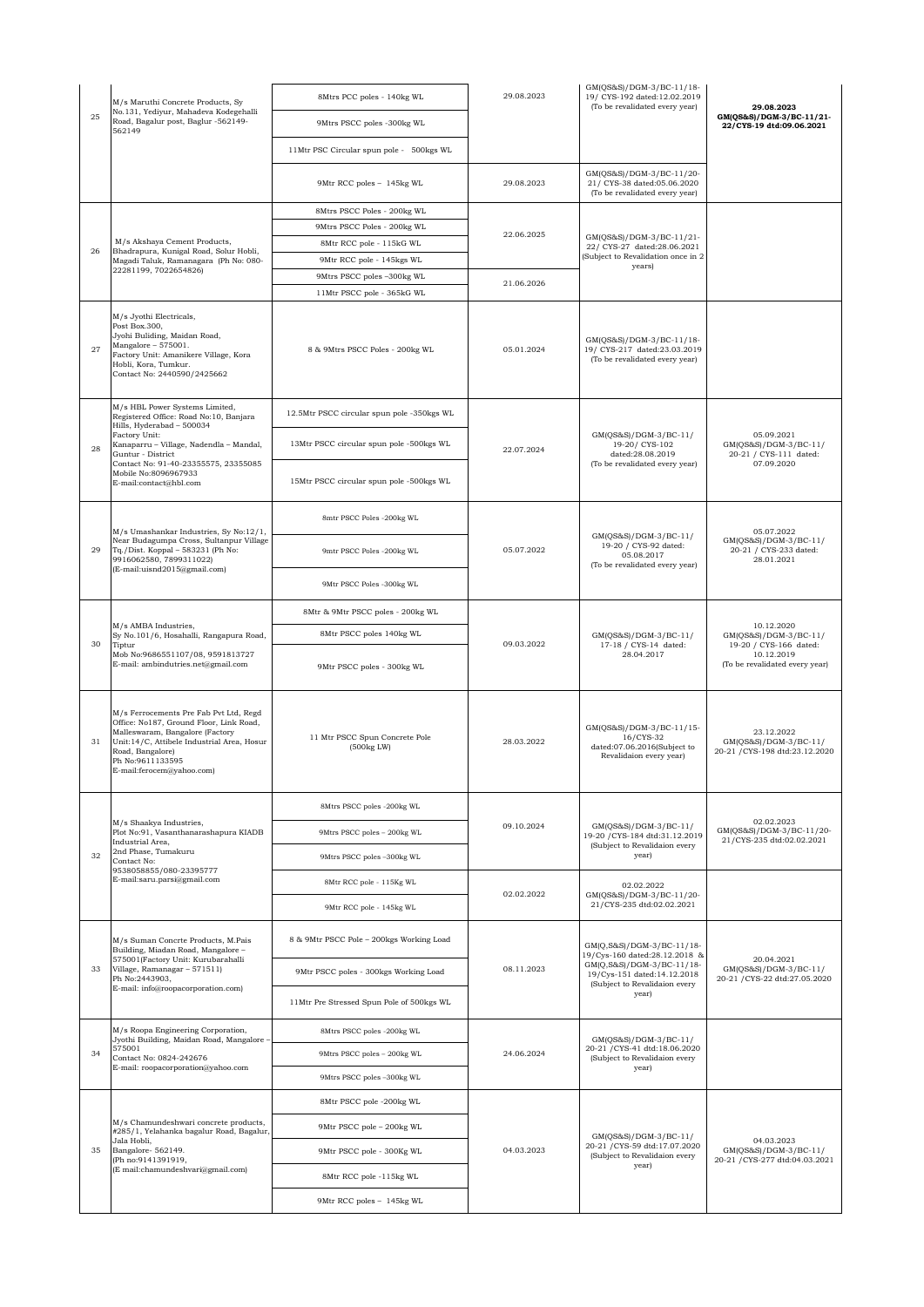| | | | | | |
|---|---|---|---|---|---|
| 25 | M/s Maruthi Concrete Products, Sy No.131, Yediyur, Mahadeva Kodegehalli Road, Bagalur post, Baglur -562149-562149 | 8Mtrs PCC poles - 140kg WL | 29.08.2023 | GM(QS&S)/DGM-3/BC-11/18-19/ CYS-192 dated:12.02.2019 (To be revalidated every year) | **29.08.2023 GM(QS&S)/DGM-3/BC-11/21-22/CYS-19 dtd:09.06.2021** |
| | | 9Mtrs PSCC poles -300kg WL | | | |
| | | 11Mtr PSC Circular spun pole - 500kgs WL | | | |
| | | 9Mtr RCC poles – 145kg WL | 29.08.2023 | GM(QS&S)/DGM-3/BC-11/20-21/ CYS-38 dated:05.06.2020 (To be revalidated every year) | |
| 26 | M/s Akshaya Cement Products, Bhadrapura, Kunigal Road, Solur Hobli, Magadi Taluk, Ramanagara (Ph No: 080-22281199, 7022654826) | 8Mtrs PSCC Poles - 200kg WL | 22.06.2025 | GM(QS&S)/DGM-3/BC-11/21-22/ CYS-27 dated:28.06.2021 (Subject to Revalidation once in 2 years) | |
| | | 9Mtrs PSCC Poles - 200kg WL | | | |
| | | 8Mtr RCC pole - 115kG WL | | | |
| | | 9Mtr RCC pole - 145kgs WL | | | |
| | | 9Mtrs PSCC poles –300kg WL | 21.06.2026 | | |
| | | 11Mtr PSCC pole - 365kG WL | | | |
| 27 | M/s Jyothi Electricals, Post Box.300, Jyohi Buliding, Maidan Road, Mangalore – 575001. Factory Unit: Amanikere Village, Kora Hobli, Kora, Tumkur. Contact No: 2440590/2425662 | 8 & 9Mtrs PSCC Poles - 200kg WL | 05.01.2024 | GM(QS&S)/DGM-3/BC-11/18-19/ CYS-217 dated:23.03.2019 (To be revalidated every year) | |
| 28 | M/s HBL Power Systems Limited, Registered Office: Road No:10, Banjara Hills, Hyderabad – 500034 Factory Unit: Kanaparru – Village, Nadendla – Mandal, Guntur - District Contact No: 91-40-23355575, 23355085 Mobile No:8096967933 E-mail:contact@hbl.com | 12.5Mtr PSCC circular spun pole -350kg WL | 22.07.2024 | GM(QS&S)/DGM-3/BC-11/ 19-20/ CYS-102 dated:28.08.2019 (To be revalidated every year) | 05.09.2021 GM(QS&S)/DGM-3/BC-11/ 20-21 / CYS-111 dated: 07.09.2020 |
| | | 13Mtr PSCC circular spun pole -500kgs WL | | | |
| | | 15Mtr PSCC circular spun pole -500kgs WL | | | |
| 29 | M/s Umashankar Industries, Sy No:12/1, Near Budagumpa Cross, Sultanpur Village Tq./Dist. Koppal – 583231 (Ph No: 9916062580, 7899311022) (E-mail:uisnd2015@gmail.com) | 8mtr PSCC Poles -200kg WL | 05.07.2022 | GM(QS&S)/DGM-3/BC-11/ 19-20 / CYS-92 dated: 05.08.2017 (To be revalidated every year) | 05.07.2022 GM(QS&S)/DGM-3/BC-11/ 20-21 / CYS-233 dated: 28.01.2021 |
| | | 9mtr PSCC Poles -200kg WL | | | |
| | | 9Mtr PSCC Poles -300kg WL | | | |
| 30 | M/s AMBA Industries, Sy No.101/6, Hosahalli, Rangapura Road, Tiptur Mob No:9686551107/08, 9591813727 E-mail: ambindutries.net@gmail.com | 8Mtr & 9Mtr PSCC poles - 200kg WL | 09.03.2022 | GM(QS&S)/DGM-3/BC-11/ 17-18 / CYS-14 dated: 28.04.2017 | 10.12.2020 GM(QS&S)/DGM-3/BC-11/ 19-20 / CYS-166 dated: 10.12.2019 (To be revalidated every year) |
| | | 8Mtr PSCC poles 140kg WL | | | |
| | | 9Mtr PSCC poles - 300kg WL | | | |
| 31 | M/s Ferrocements Pre Fab Pvt Ltd, Regd Office: No187, Ground Floor, Link Road, Malleswaram, Bangalore (Factory Unit:14/C, Attibele Industrial Area, Hosur Road, Bangalore) Ph No:9611133595 E-mail:ferocem@yahoo.com) | 11 Mtr PSCC Spun Concrete Pole (500kg LW) | 28.03.2022 | GM(QS&S)/DGM-3/BC-11/15-16/CYS-32 dated:07.06.2016(Subject to Revalidaion every year) | 23.12.2022 GM(QS&S)/DGM-3/BC-11/ 20-21 /CYS-198 dtd:23.12.2020 |
| 32 | M/s Shaakya Industries, Plot No:91, Vasanthanarashapura KIADB Industrial Area, 2nd Phase, Tumakuru Contact No: 9538058855/080-23395777 E-mail:saru.parsi@gmail.com | 8Mtrs PSCC poles -200kg WL | 09.10.2024 | GM(QS&S)/DGM-3/BC-11/ 19-20 /CYS-184 dtd:31.12.2019 (Subject to Revalidaion every year) | 02.02.2023 GM(QS&S)/DGM-3/BC-11/20-21/CYS-235 dtd:02.02.2021 |
| | | 9Mtrs PSCC poles – 200kg WL | | | |
| | | 9Mtrs PSCC poles –300kg WL | | | |
| | | 8Mtr RCC pole - 115Kg WL | 02.02.2022 | 02.02.2022 GM(QS&S)/DGM-3/BC-11/20-21/CYS-235 dtd:02.02.2021 | |
| | | 9Mtr RCC pole - 145kg WL | | | |
| 33 | M/s Suman Concrte Products, M.Pais Building, Miadan Road, Mangalore – 575001(Factory Unit: Kurubarahalli Village, Ramanagar – 571511) Ph No:2443903, E-mail: info@roopacorporation.com) | 8 & 9Mtr PSCC Pole – 200kgs Working Load | 08.11.2023 | GM(Q,S&S)/DGM-3/BC-11/18-19/Cys-160 dated:28.12.2018 & GM(Q,S&S)/DGM-3/BC-11/18-19/Cys-151 dated:14.12.2018 (Subject to Revalidaion every year) | 20.04.2021 GM(QS&S)/DGM-3/BC-11/ 20-21 /CYS-22 dtd:27.05.2020 |
| | | 9Mtr PSCC poles - 300kgs Working Load | | | |
| | | 11Mtr Pre Stressed Spun Pole of 500kgs WL | | | |
| 34 | M/s Roopa Engineering Corporation, Jyothi Building, Maidan Road, Mangalore – 575001 Contact No: 0824-242676 E-mail: roopacorporation@yahoo.com | 8Mtrs PSCC poles -200kg WL | 24.06.2024 | GM(QS&S)/DGM-3/BC-11/ 20-21 /CYS-41 dtd:18.06.2020 (Subject to Revalidaion every year) | |
| | | 9Mtrs PSCC poles – 200kg WL | | | |
| | | 9Mtrs PSCC poles –300kg WL | | | |
| 35 | M/s Chamundeshwari concrete products, #285/1, Yelahanka bagalur Road, Bagalur, Jala Hobli, Bangalore- 562149. (Ph no:9141391919, (E mail:chamundeshvari@gmail.com) | 8Mtr PSCC pole -200kg WL | 04.03.2023 | GM(QS&S)/DGM-3/BC-11/ 20-21 /CYS-59 dtd:17.07.2020 (Subject to Revalidaion every year) | 04.03.2023 GM(QS&S)/DGM-3/BC-11/ 20-21 /CYS-277 dtd:04.03.2021 |
| | | 9Mtr PSCC pole – 200kg WL | | | |
| | | 9Mtr PSCC pole - 300Kg WL | | | |
| | | 8Mtr RCC pole -115kg WL | | | |
| | | 9Mtr RCC poles – 145kg WL | | | |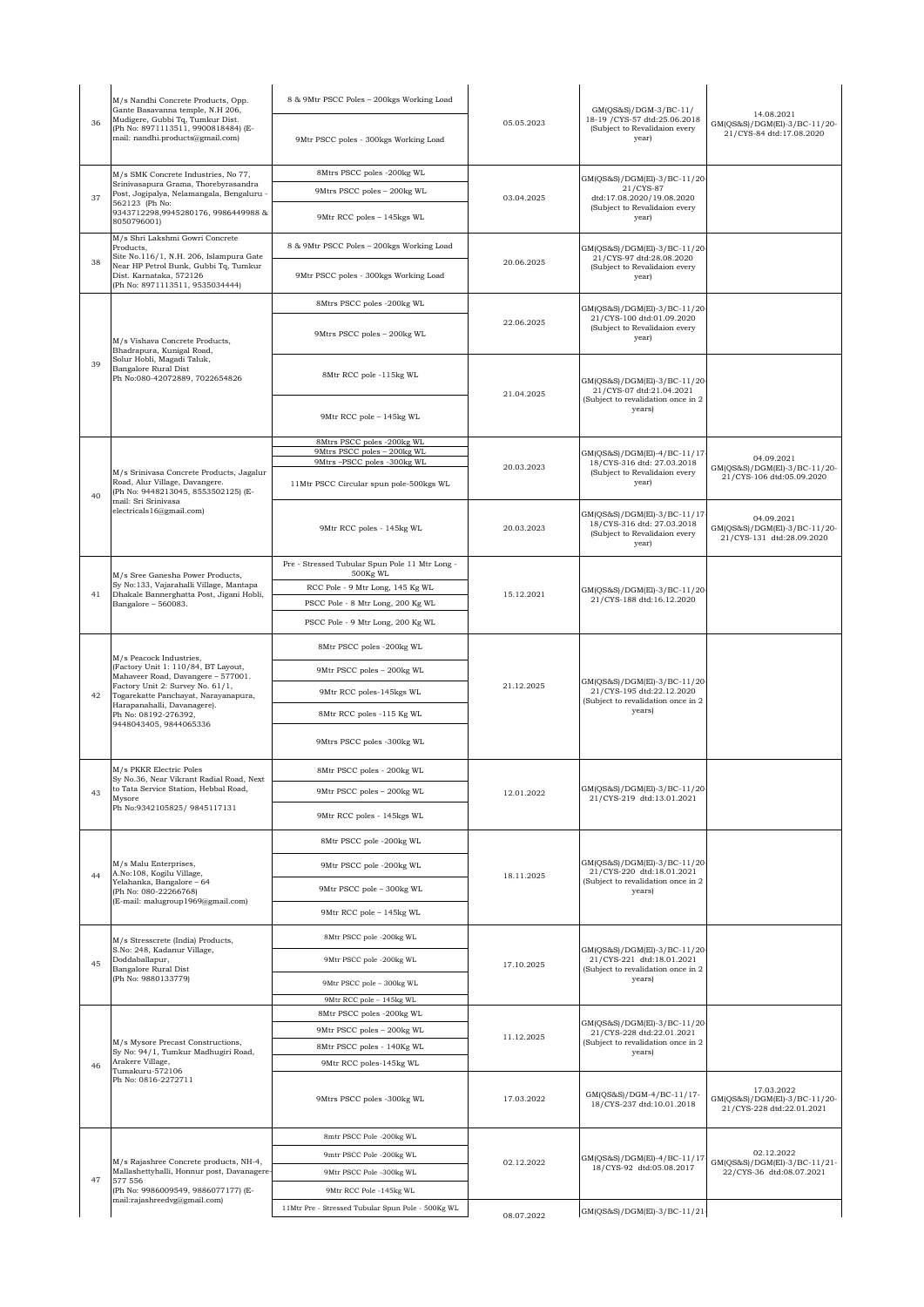| 36 | M/s Nandhi Concrete Products, Opp. Gante Basavanna temple, N.H 206, Mudigere, Gubbi Tq, Tumkur Dist. (Ph No: 8971113511, 9900818484) (E-mail: nandhi.products@gmail.com) | 8 & 9Mtr PSCC Poles – 200kgs Working Load | 05.05.2023 | GM(QS&S)/DGM-3/BC-11/ 18-19 /CYS-57 dtd:25.06.2018 (Subject to Revalidaion every year) | 14.08.2021 GM(QS&S)/DGM(El)-3/BC-11/20-21/CYS-84 dtd:17.08.2020 |
|---|---|---|---|---|---|
| | | 9Mtr PSCC poles - 300kgs Working Load | | | |
| 37 | M/s SMK Concrete Industries, No 77, Srinivasapura Grama, Thorebyrasandra Post, Jogipalya, Nelamangala, Bengaluru - 562123 (Ph No: 9343712298,9945280176, 9986449988 & 8050796001) | 8Mtrs PSCC poles -200kg WL | 03.04.2025 | GM(QS&S)/DGM(El)-3/BC-11/20-21/CYS-87 dtd:17.08.2020/19.08.2020 (Subject to Revalidaion every year) | |
| | | 9Mtrs PSCC poles – 200kg WL | | | |
| | | 9Mtr RCC poles – 145kgs WL | | | |
| 38 | M/s Shri Lakshmi Gowri Concrete Products, Site No.116/1, N.H. 206, Islampura Gate Near HP Petrol Bunk, Gubbi Tq, Tumkur Dist. Karnataka, 572126 (Ph No: 8971113511, 9535034444) | 8 & 9Mtr PSCC Poles – 200kgs Working Load | 20.06.2025 | GM(QS&S)/DGM(El)-3/BC-11/20-21/CYS-97 dtd:28.08.2020 (Subject to Revalidaion every year) | |
| | | 9Mtr PSCC poles - 300kgs Working Load | | | |
| 39 | M/s Vishava Concrete Products, Bhadrapura, Kunigal Road, Solur Hobli, Magadi Taluk, Bangalore Rural Dist Ph No:080-42072889, 7022654826 | 8Mtrs PSCC poles -200kg WL | 22.06.2025 | GM(QS&S)/DGM(El)-3/BC-11/20-21/CYS-100 dtd:01.09.2020 (Subject to Revalidaion every year) | |
| | | 9Mtrs PSCC poles – 200kg WL | | | |
| | | 8Mtr RCC pole -115kg WL | 21.04.2025 | GM(QS&S)/DGM(El)-3/BC-11/20-21/CYS-07 dtd:21.04.2021 (Subject to revalidation once in 2 years) | |
| | | 9Mtr RCC pole – 145kg WL | | | |
| 40 | M/s Srinivasa Concrete Products, Jagalur Road, Alur Village, Davangere. (Ph No: 9448213045, 8553502125) (E-mail: Sri Srinivasa electricals16@gmail.com) | 8Mtrs PSCC poles -200kg WL | 20.03.2023 | GM(QS&S)/DGM(El)-4/BC-11/17-18/CYS-316 dtd: 27.03.2018 (Subject to Revalidaion every year) | 04.09.2021 GM(QS&S)/DGM(El)-3/BC-11/20-21/CYS-106 dtd:05.09.2020 |
| | | 9Mtrs PSCC poles – 200kg WL | | | |
| | | 9Mtrs –PSCC poles -300kg WL | | | |
| | | 11Mtr PSCC Circular spun pole-500kgs WL | | | |
| | | 9Mtr RCC poles - 145kg WL | 20.03.2023 | GM(QS&S)/DGM(El)-3/BC-11/17-18/CYS-316 dtd: 27.03.2018 (Subject to Revalidaion every year) | 04.09.2021 GM(QS&S)/DGM(El)-3/BC-11/20-21/CYS-131 dtd:28.09.2020 |
| 41 | M/s Sree Ganesha Power Products, Sy No:133, Vajarahalli Village, Mantapa Dhakale Bannerghatta Post, Jigani Hobli, Bangalore – 560083. | Pre - Stressed Tubular Spun Pole 11 Mtr Long - 500Kg WL | 15.12.2021 | GM(QS&S)/DGM(El)-3/BC-11/20-21/CYS-188 dtd:16.12.2020 | |
| | | RCC Pole - 9 Mtr Long, 145 Kg WL | | | |
| | | PSCC Pole - 8 Mtr Long, 200 Kg WL | | | |
| | | PSCC Pole - 9 Mtr Long, 200 Kg WL | | | |
| 42 | M/s Peacock Industries, (Factory Unit 1: 110/84, BT Layout, Mahaveer Road, Davangere – 577001. Factory Unit 2: Survey No. 61/1, Togarekatte Panchayat, Narayanapura, Harapanahalli, Davanagere). Ph No: 08192-276392, 9448043405, 9844065336 | 8Mtr PSCC poles -200kg WL | 21.12.2025 | GM(QS&S)/DGM(El)-3/BC-11/20-21/CYS-195 dtd:22.12.2020 (Subject to revalidation once in 2 years) | |
| | | 9Mtr PSCC poles – 200kg WL | | | |
| | | 9Mtr RCC poles-145kgs WL | | | |
| | | 8Mtr RCC poles -115 Kg WL | | | |
| | | 9Mtrs PSCC poles -300kg WL | | | |
| 43 | M/s PKKR Electric Poles Sy No.36, Near Vikrant Radial Road, Next to Tata Service Station, Hebbal Road, Mysore Ph No:9342105825/ 9845117131 | 8Mtr PSCC poles - 200kg WL | 12.01.2022 | GM(QS&S)/DGM(El)-3/BC-11/20-21/CYS-219 dtd:13.01.2021 | |
| | | 9Mtr PSCC poles – 200kg WL | | | |
| | | 9Mtr RCC poles - 145kgs WL | | | |
| 44 | M/s Malu Enterprises, A.No:108, Kogilu Village, Yelahanka, Bangalore – 64 (Ph No: 080-22266768) (E-mail: malugroup1969@gmail.com) | 8Mtr PSCC pole -200kg WL | 18.11.2025 | GM(QS&S)/DGM(El)-3/BC-11/20-21/CYS-220 dtd:18.01.2021 (Subject to revalidation once in 2 years) | |
| | | 9Mtr PSCC pole -200kg WL | | | |
| | | 9Mtr PSCC pole – 300kg WL | | | |
| | | 9Mtr RCC pole – 145kg WL | | | |
| 45 | M/s Stresscrete (India) Products, S.No: 248, Kadanur Village, Doddaballapur, Bangalore Rural Dist (Ph No: 9880133779) | 8Mtr PSCC pole -200kg WL | 17.10.2025 | GM(QS&S)/DGM(El)-3/BC-11/20-21/CYS-221 dtd:18.01.2021 (Subject to revalidation once in 2 years) | |
| | | 9Mtr PSCC pole -200kg WL | | | |
| | | 9Mtr PSCC pole – 300kg WL | | | |
| | | 9Mtr RCC pole – 145kg WL | | | |
| 46 | M/s Mysore Precast Constructions, Sy No: 94/1, Tumkur Madhugiri Road, Arakere Village, Tumakuru-572106 Ph No: 0816-2272711 | 8Mtr PSCC poles -200kg WL | 11.12.2025 | GM(QS&S)/DGM(El)-3/BC-11/20-21/CYS-228 dtd:22.01.2021 (Subject to revalidation once in 2 years) | |
| | | 9Mtr PSCC poles – 200kg WL | | | |
| | | 8Mtr PSCC poles - 140Kg WL | | | |
| | | 9Mtr RCC poles-145kg WL | | | |
| | | 9Mtrs PSCC poles -300kg WL | 17.03.2022 | GM(QS&S)/DGM-4/BC-11/17-18/CYS-237 dtd:10.01.2018 | 17.03.2022 GM(QS&S)/DGM(El)-3/BC-11/20-21/CYS-228 dtd:22.01.2021 |
| 47 | M/s Rajashree Concrete products, NH-4, Mallashettyhalli, Honnur post, Davanagere-577 556 (Ph No: 9986009549, 9886077177) (E-mail:rajashreedvg@gmail.com) | 8mtr PSCC Pole -200kg WL | 02.12.2022 | GM(QS&S)/DGM(El)-4/BC-11/17-18/CYS-92 dtd:05.08.2017 | 02.12.2022 GM(QS&S)/DGM(El)-3/BC-11/21-22/CYS-36 dtd:08.07.2021 |
| | | 9mtr PSCC Pole -200kg WL | | | |
| | | 9Mtr PSCC Pole -300kg WL | | | |
| | | 9Mtr RCC Pole -145kg WL | | | |
| | | 11Mtr Pre - Stressed Tubular Spun Pole - 500Kg WL | 08.07.2022 | GM(QS&S)/DGM(El)-3/BC-11/21- | |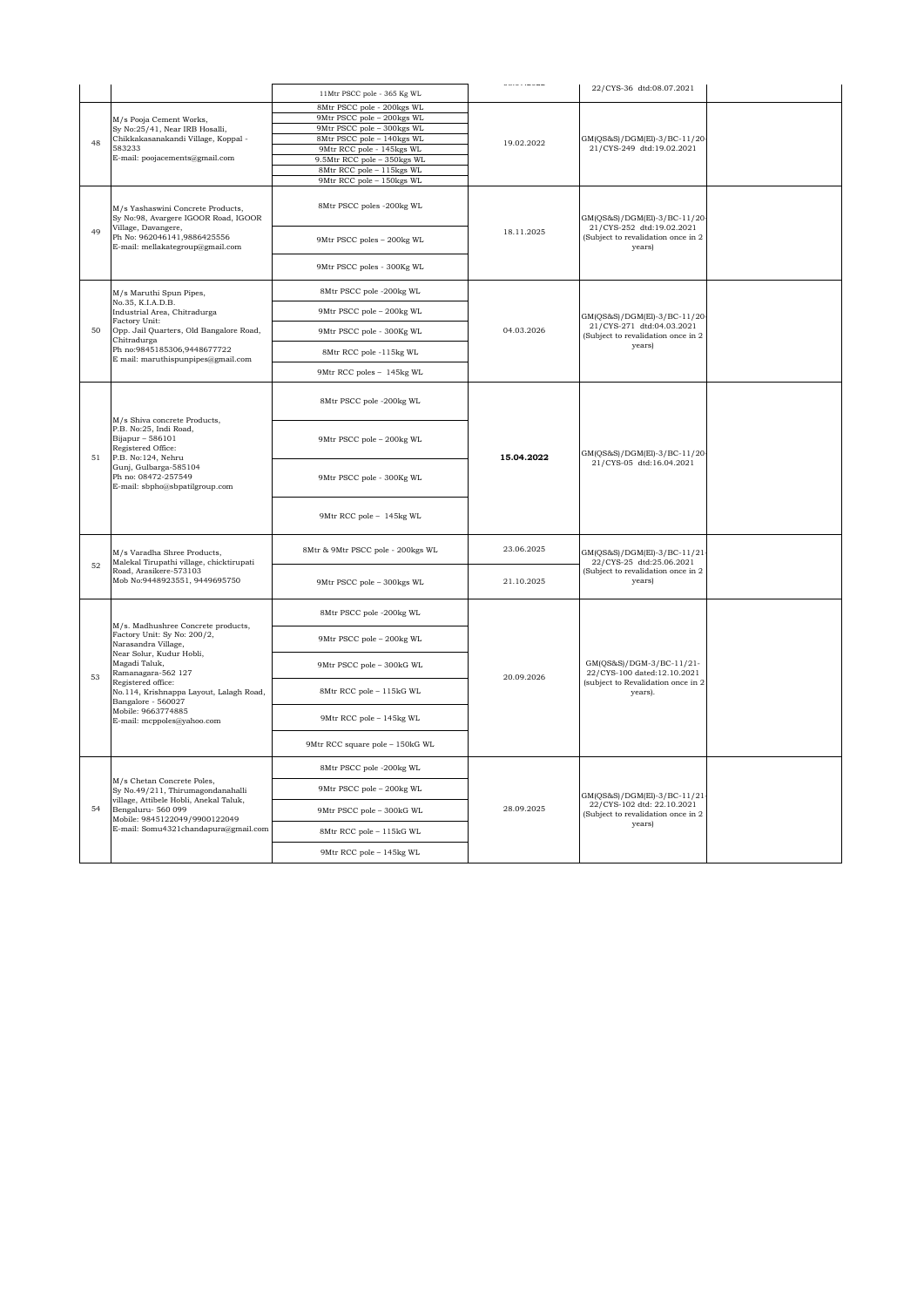| | | | | | |
|---|---|---|---|---|---|
| | | 11Mtr PSCC pole - 365 Kg WL | | 22/CYS-36 dtd:08.07.2021 | |
| 48 | M/s Pooja Cement Works, Sy No:25/41, Near IRB Hosalli, Chikkakasanakandi Village, Koppal - 583233 E-mail: poojacements@gmail.com | 8Mtr PSCC pole - 200kgs WL<br>9Mtr PSCC pole – 200kgs WL<br>9Mtr PSCC pole – 300kgs WL<br>8Mtr PSCC pole – 140kgs WL<br>9Mtr RCC pole - 145kgs WL<br>9.5Mtr RCC pole – 350kgs WL<br>8Mtr RCC pole – 115kgs WL<br>9Mtr RCC pole – 150kgs WL | 19.02.2022 | GM(QS&S)/DGM(El)-3/BC-11/20-21/CYS-249 dtd:19.02.2021 | |
| 49 | M/s Yashaswini Concrete Products, Sy No:98, Avargere IGOOR Road, IGOOR Village, Davangere, Ph No: 962046141,9886425556 E-mail: mellakategroup@gmail.com | 8Mtr PSCC poles -200kg WL<br>9Mtr PSCC poles – 200kg WL<br>9Mtr PSCC poles - 300Kg WL | 18.11.2025 | GM(QS&S)/DGM(El)-3/BC-11/20-21/CYS-252 dtd:19.02.2021 (Subject to revalidation once in 2 years) | |
| 50 | M/s Maruthi Spun Pipes, No.35, K.I.A.D.B. Industrial Area, Chitradurga Factory Unit: Opp. Jail Quarters, Old Bangalore Road, Chitradurga Ph no:9845185306,9448677722 E mail: maruthispunpipes@gmail.com | 8Mtr PSCC pole -200kg WL<br>9Mtr PSCC pole – 200kg WL<br>9Mtr PSCC pole - 300Kg WL<br>8Mtr RCC pole -115kg WL<br>9Mtr RCC poles – 145kg WL | 04.03.2026 | GM(QS&S)/DGM(El)-3/BC-11/20-21/CYS-271 dtd:04.03.2021 (Subject to revalidation once in 2 years) | |
| 51 | M/s Shiva concrete Products, P.B. No:25, Indi Road, Bijapur – 586101 Registered Office: P.B. No:124, Nehru Gunj, Gulbarga-585104 Ph no: 08472-257549 E-mail: sbpho@sbpatilgroup.com | 8Mtr PSCC pole -200kg WL<br>9Mtr PSCC pole – 200kg WL<br>9Mtr PSCC pole - 300Kg WL<br>9Mtr RCC pole – 145kg WL | **15.04.2022** | GM(QS&S)/DGM(El)-3/BC-11/20-21/CYS-05 dtd:16.04.2021 | |
| 52 | M/s Varadha Shree Products, Malekal Tirupathi village, chicktirupati Road, Arasikere-573103 Mob No:9448923551, 9449695750 | 8Mtr & 9Mtr PSCC pole - 200kgs WL<br>9Mtr PSCC pole – 300kgs WL | 23.06.2025<br>21.10.2025 | GM(QS&S)/DGM(El)-3/BC-11/21-22/CYS-25 dtd:25.06.2021 (Subject to revalidation once in 2 years) | |
| 53 | M/s. Madhushree Concrete products, Factory Unit: Sy No: 200/2, Narasandra Village, Near Solur, Kudur Hobli, Magadi Taluk, Ramanagara-562 127 Registered office: No.114, Krishnappa Layout, Lalagh Road, Bangalore - 560027 Mobile: 9663774885 E-mail: mcppoles@yahoo.com | 8Mtr PSCC pole -200kg WL<br>9Mtr PSCC pole – 200kg WL<br>9Mtr PSCC pole – 300kG WL<br>8Mtr RCC pole – 115kG WL<br>9Mtr RCC pole – 145kg WL<br>9Mtr RCC square pole – 150kG WL | 20.09.2026 | GM(QS&S)/DGM-3/BC-11/21-22/CYS-100 dated:12.10.2021 (subject to Revalidation once in 2 years). | |
| 54 | M/s Chetan Concrete Poles, Sy No.49/211, Thirumagondanahalli village, Attibele Hobli, Anekal Taluk, Bengaluru- 560 099 Mobile: 9845122049/9900122049 E-mail: Somu4321chandapura@gmail.com | 8Mtr PSCC pole -200kg WL<br>9Mtr PSCC pole – 200kg WL<br>9Mtr PSCC pole – 300kG WL<br>8Mtr RCC pole – 115kG WL<br>9Mtr RCC pole – 145kg WL | 28.09.2025 | GM(QS&S)/DGM(El)-3/BC-11/21-22/CYS-102 dtd: 22.10.2021 (Subject to revalidation once in 2 years) | |